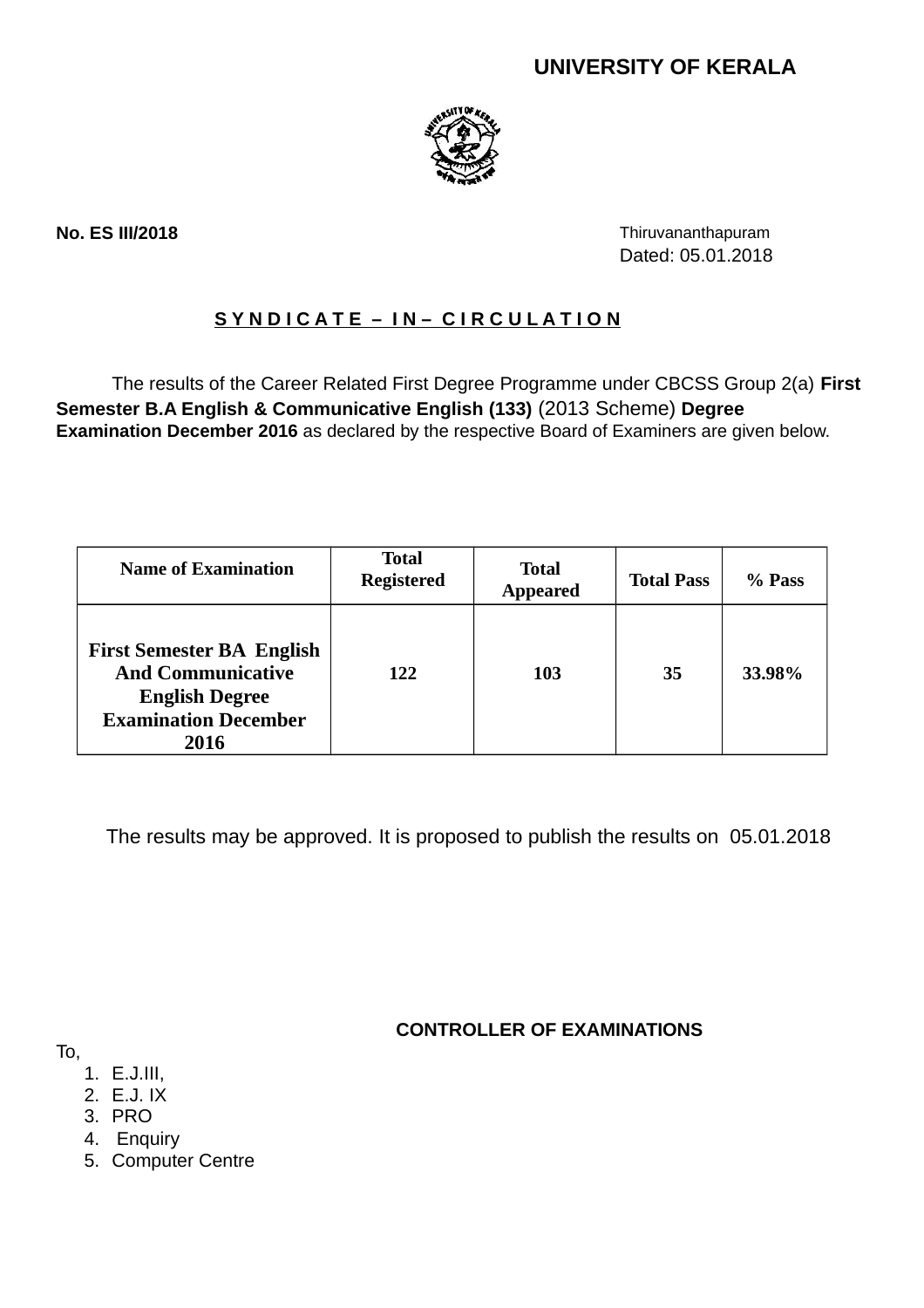# UNIVERSITY OF KERALA

**No. ES III/2018**

Thiruvananthapuram
Dated: 05.01.2018

**S Y N D I C A T E – I N – C I R C U L A T I O N**

The results of the Career Related First Degree Programme under CBCSS Group 2(a) **First Semester B.A English & Communicative English (133)** (2013 Scheme) **Degree Examination December 2016** as declared by the respective Board of Examiners are given below.

| Name of Examination | Total Registered | Total Appeared | Total Pass | % Pass |
|---|---|---|---|---|
| **First Semester BA English And Communicative English Degree Examination December 2016** | **122** | **103** | **35** | **33.98%** |

The results may be approved. It is proposed to publish the results on 05.01.2018

**CONTROLLER OF EXAMINATIONS**

To,

1. E.J.III,
2. E.J. IX
3. PRO
4. Enquiry
5. Computer Centre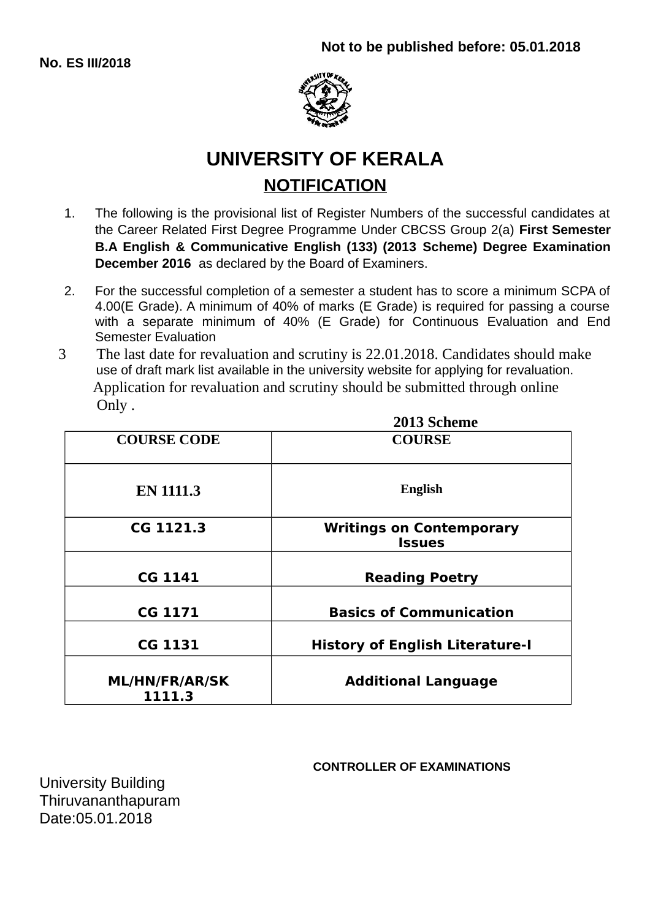**Not to be published before: 05.01.2018**

**No. ES III/2018**

# UNIVERSITY OF KERALA

## NOTIFICATION

1. The following is the provisional list of Register Numbers of the successful candidates at the Career Related First Degree Programme Under CBCSS Group 2(a) **First Semester B.A English & Communicative English (133) (2013 Scheme) Degree Examination December 2016** as declared by the Board of Examiners.

2. For the successful completion of a semester a student has to score a minimum SCPA of 4.00(E Grade). A minimum of 40% of marks (E Grade) is required for passing a course with a separate minimum of 40% (E Grade) for Continuous Evaluation and End Semester Evaluation

3. The last date for revaluation and scrutiny is 22.01.2018. Candidates should make use of draft mark list available in the university website for applying for revaluation. Application for revaluation and scrutiny should be submitted through online Only .

**2013 Scheme**

| COURSE CODE | COURSE |
|---|---|
| EN 1111.3 | English |
| CG 1121.3 | Writings on Contemporary Issues |
| CG 1141 | Reading Poetry |
| CG 1171 | Basics of Communication |
| CG 1131 | History of English Literature-I |
| ML/HN/FR/AR/SK 1111.3 | Additional Language |

**CONTROLLER OF EXAMINATIONS**

University Building
Thiruvananthapuram
Date:05.01.2018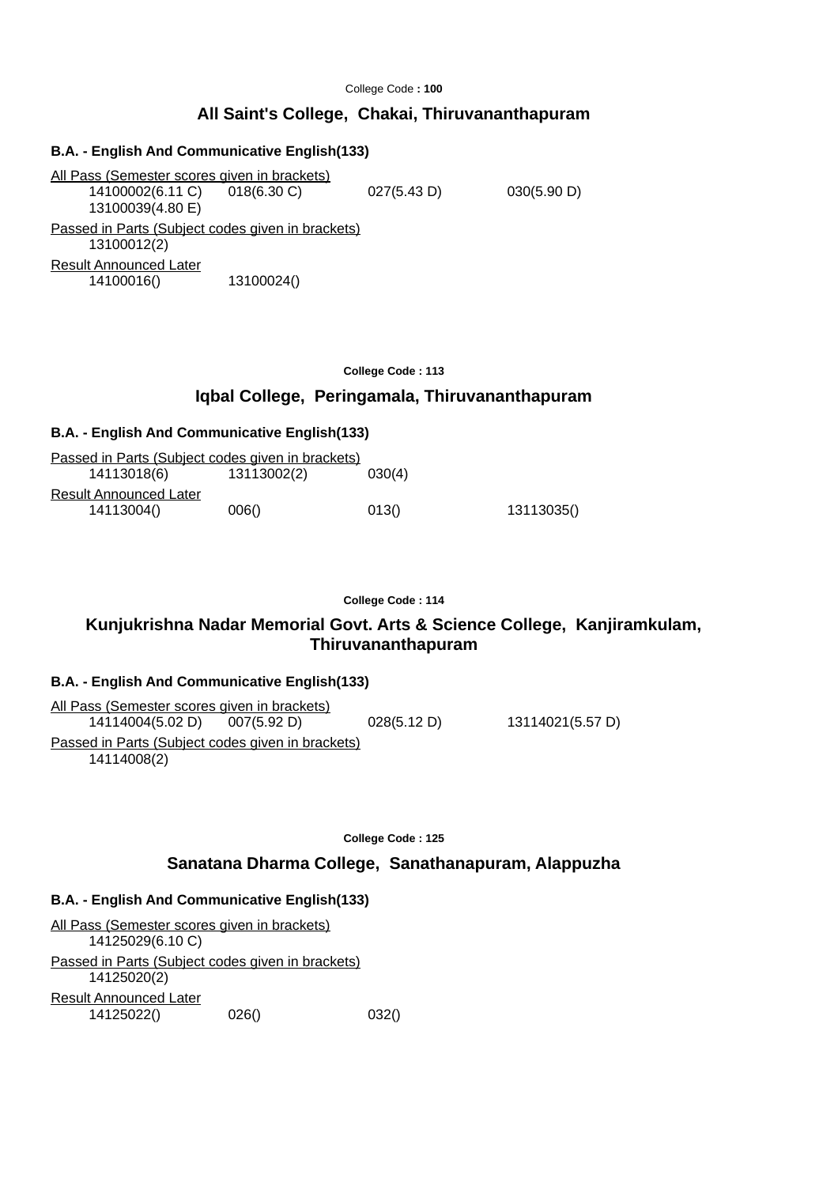College Code **: 100**

## All Saint's College, Chakai, Thiruvananthapuram

### B.A. - English And Communicative English(133)

All Pass (Semester scores given in brackets)

| | | | |
|---|---|---|---|
| 14100002(6.11 C) | 018(6.30 C) | 027(5.43 D) | 030(5.90 D) |
| 13100039(4.80 E) | | | |

Passed in Parts (Subject codes given in brackets)

13100012(2)

Result Announced Later

| | |
|---|---|
| 14100016() | 13100024() |

**College Code : 113**

## Iqbal College, Peringamala, Thiruvananthapuram

### B.A. - English And Communicative English(133)

Passed in Parts (Subject codes given in brackets)

| | | |
|---|---|---|
| 14113018(6) | 13113002(2) | 030(4) |

Result Announced Later

| | | | |
|---|---|---|---|
| 14113004() | 006() | 013() | 13113035() |

**College Code : 114**

## Kunjukrishna Nadar Memorial Govt. Arts & Science College, Kanjiramkulam, Thiruvananthapuram

### B.A. - English And Communicative English(133)

All Pass (Semester scores given in brackets)

| | | | |
|---|---|---|---|
| 14114004(5.02 D) | 007(5.92 D) | 028(5.12 D) | 13114021(5.57 D) |

Passed in Parts (Subject codes given in brackets)

14114008(2)

**College Code : 125**

## Sanatana Dharma College, Sanathanapuram, Alappuzha

### B.A. - English And Communicative English(133)

All Pass (Semester scores given in brackets)

14125029(6.10 C)

Passed in Parts (Subject codes given in brackets)

14125020(2)

Result Announced Later

| | | |
|---|---|---|
| 14125022() | 026() | 032() |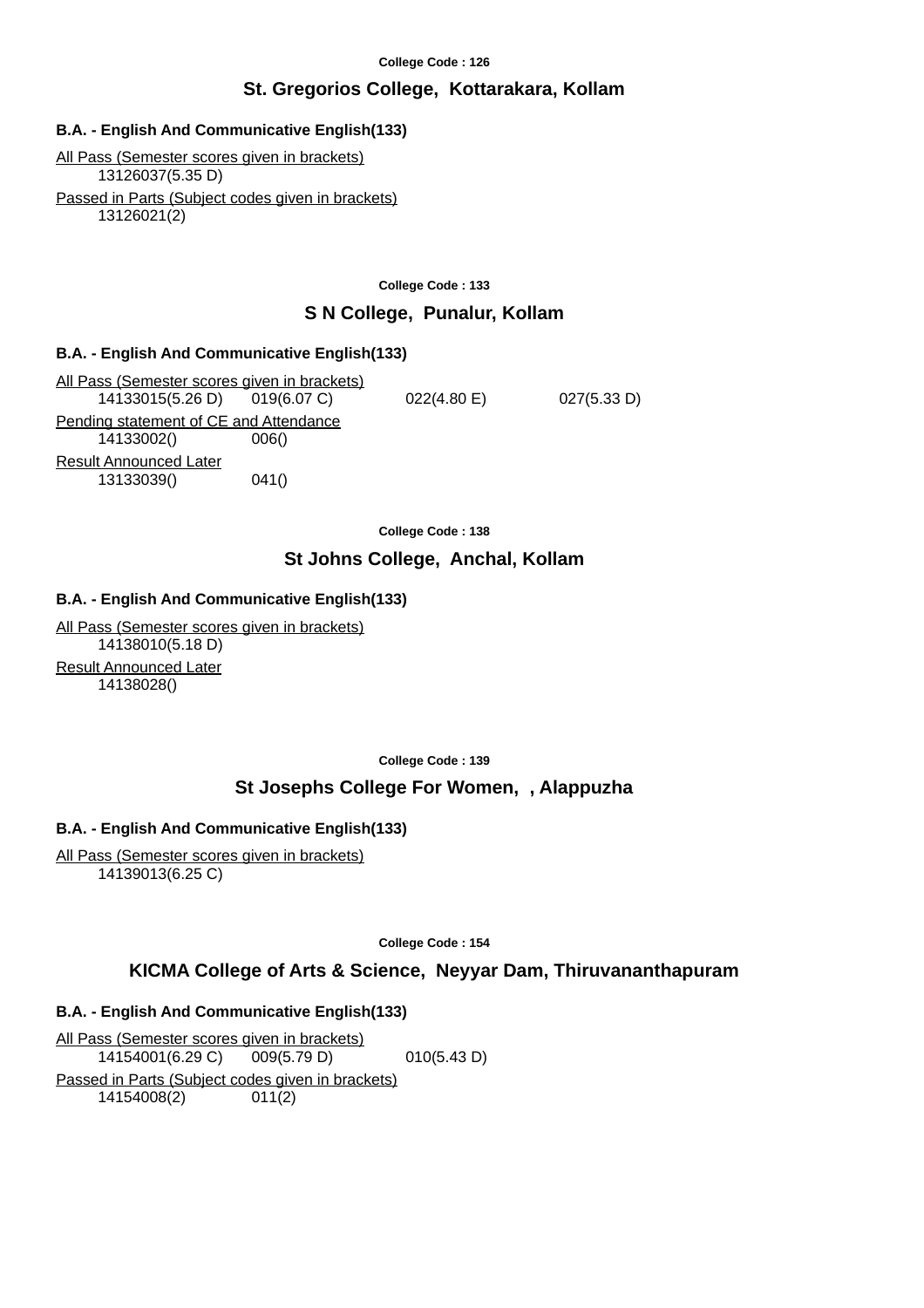College Code : 126

## St. Gregorios College, Kottarakara, Kollam

**B.A. - English And Communicative English(133)**

All Pass (Semester scores given in brackets)

13126037(5.35 D)

Passed in Parts (Subject codes given in brackets)

13126021(2)

College Code : 133

## S N College, Punalur, Kollam

**B.A. - English And Communicative English(133)**

All Pass (Semester scores given in brackets)

14133015(5.26 D) 019(6.07 C) 022(4.80 E) 027(5.33 D)

Pending statement of CE and Attendance

14133002() 006()

Result Announced Later

13133039() 041()

College Code : 138

## St Johns College, Anchal, Kollam

**B.A. - English And Communicative English(133)**

All Pass (Semester scores given in brackets)

14138010(5.18 D)

Result Announced Later

14138028()

College Code : 139

## St Josephs College For Women, , Alappuzha

**B.A. - English And Communicative English(133)**

All Pass (Semester scores given in brackets)

14139013(6.25 C)

College Code : 154

## KICMA College of Arts & Science, Neyyar Dam, Thiruvananthapuram

**B.A. - English And Communicative English(133)**

All Pass (Semester scores given in brackets)

14154001(6.29 C) 009(5.79 D) 010(5.43 D)

Passed in Parts (Subject codes given in brackets)

14154008(2) 011(2)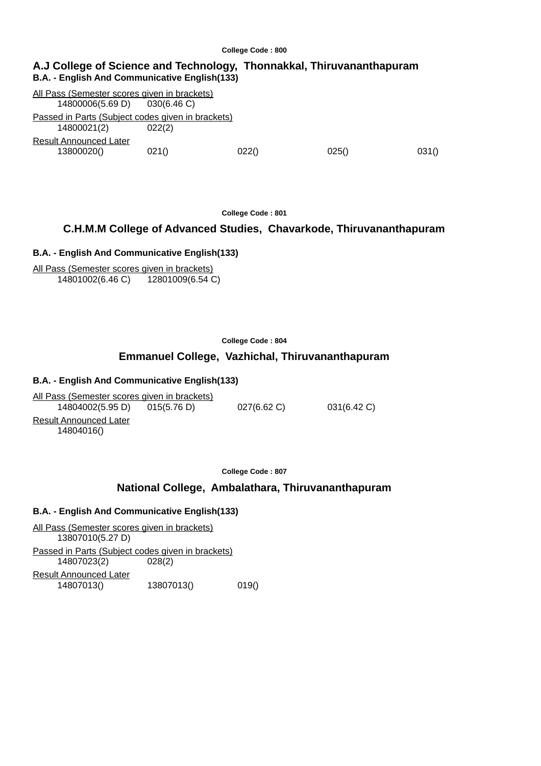College Code : 800

## A.J College of Science and Technology, Thonnakkal, Thiruvananthapuram

**B.A. - English And Communicative English(133)**

All Pass (Semester scores given in brackets)

14800006(5.69 D)    030(6.46 C)

Passed in Parts (Subject codes given in brackets)

14800021(2)    022(2)

Result Announced Later

13800020()    021()    022()    025()    031()

College Code : 801

## C.H.M.M College of Advanced Studies, Chavarkode, Thiruvananthapuram

**B.A. - English And Communicative English(133)**

All Pass (Semester scores given in brackets)

14801002(6.46 C)    12801009(6.54 C)

College Code : 804

## Emmanuel College, Vazhichal, Thiruvananthapuram

**B.A. - English And Communicative English(133)**

All Pass (Semester scores given in brackets)

14804002(5.95 D)    015(5.76 D)    027(6.62 C)    031(6.42 C)

Result Announced Later

14804016()

College Code : 807

## National College, Ambalathara, Thiruvananthapuram

**B.A. - English And Communicative English(133)**

All Pass (Semester scores given in brackets)

13807010(5.27 D)

Passed in Parts (Subject codes given in brackets)

14807023(2)    028(2)

Result Announced Later

14807013()    13807013()    019()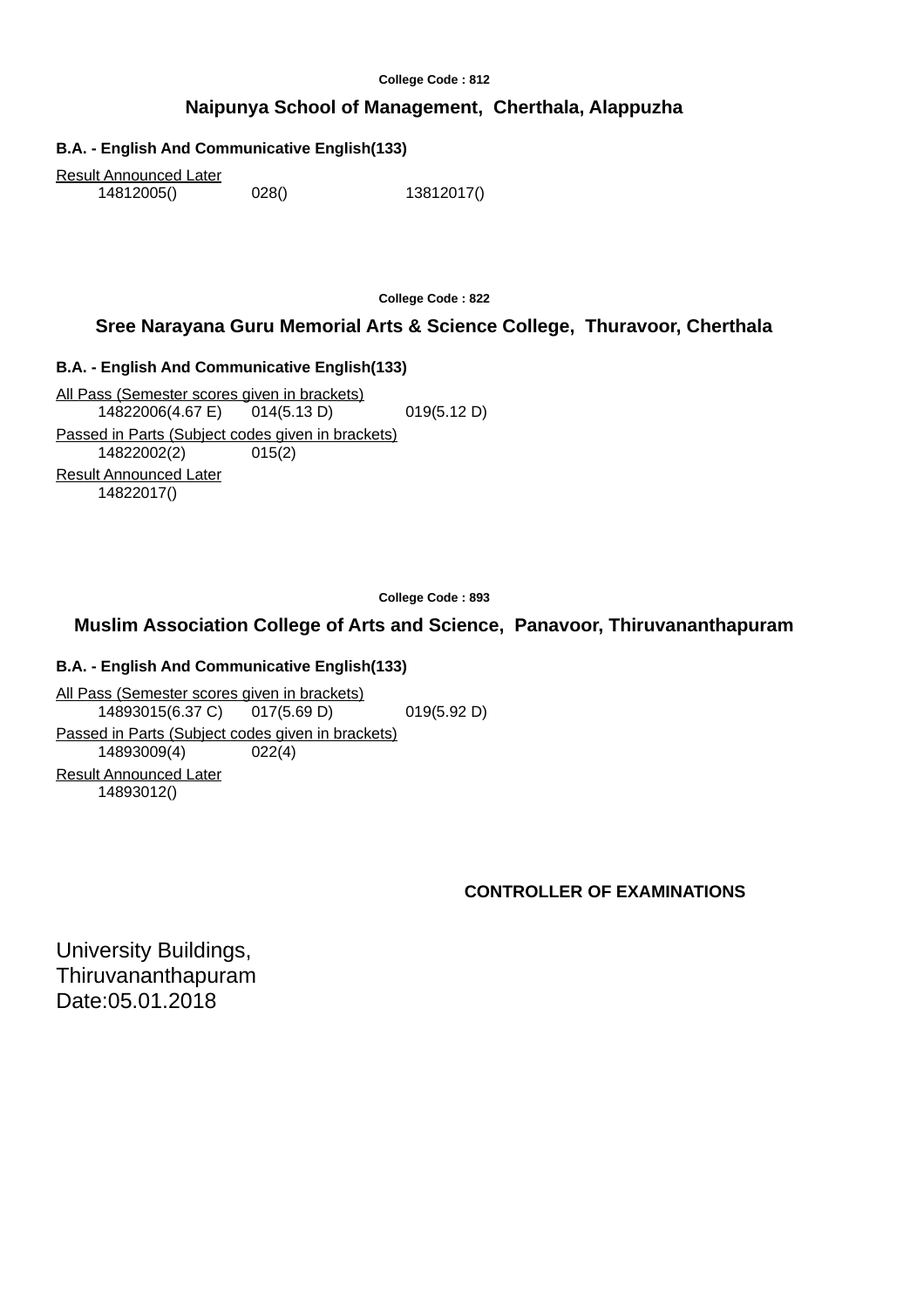College Code : 812

## Naipunya School of Management, Cherthala, Alappuzha

**B.A. - English And Communicative English(133)**

Result Announced Later

14812005() 028() 13812017()

College Code : 822

## Sree Narayana Guru Memorial Arts & Science College, Thuravoor, Cherthala

**B.A. - English And Communicative English(133)**

All Pass (Semester scores given in brackets)

14822006(4.67 E) 014(5.13 D) 019(5.12 D)

Passed in Parts (Subject codes given in brackets)

14822002(2) 015(2)

Result Announced Later

14822017()

College Code : 893

## Muslim Association College of Arts and Science, Panavoor, Thiruvananthapuram

**B.A. - English And Communicative English(133)**

All Pass (Semester scores given in brackets)

14893015(6.37 C) 017(5.69 D) 019(5.92 D)

Passed in Parts (Subject codes given in brackets)

14893009(4) 022(4)

Result Announced Later

14893012()

**CONTROLLER OF EXAMINATIONS**

University Buildings,
Thiruvananthapuram
Date:05.01.2018